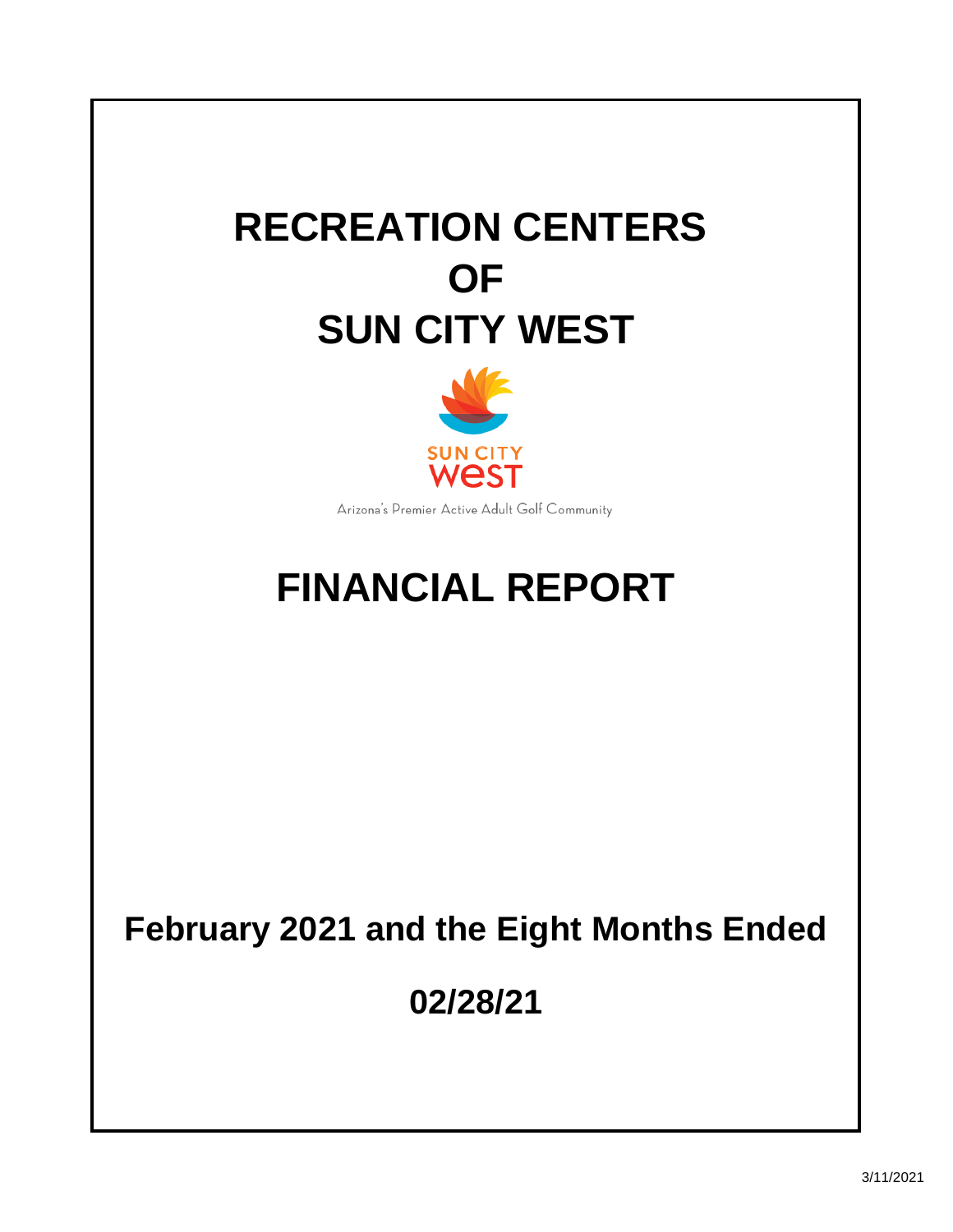# RECREATION CENTERS OF SUN CITY WEST

SUN CITY WEST

Arizona's Premier Active Adult Golf Community

# FINANCIAL REPORT

**February 2021 and the Eight Months Ended**

**02/28/21**

3/11/2021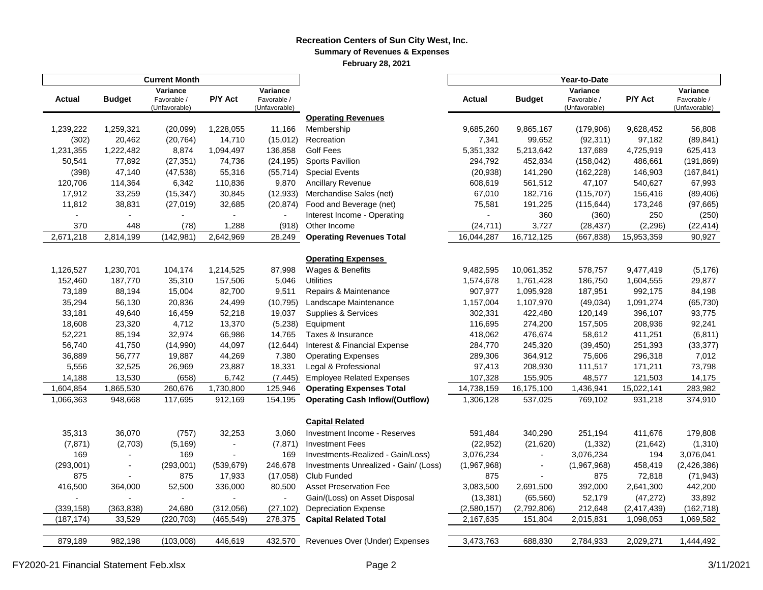# Recreation Centers of Sun City West, Inc.

## Summary of Revenues & Expenses

### February 28, 2021

| Current Month | | | | | | Year-to-Date | | | | |
|---|---|---|---|---|---|---|---|---|---|---|
| Actual | Budget | Variance Favorable / (Unfavorable) | P/Y Act | Variance Favorable / (Unfavorable) | | Actual | Budget | Variance Favorable / (Unfavorable) | P/Y Act | Variance Favorable / (Unfavorable) |
| | | | | | **Operating Revenues** | | | | | |
| 1,239,222 | 1,259,321 | (20,099) | 1,228,055 | 11,166 | Membership | 9,685,260 | 9,865,167 | (179,906) | 9,628,452 | 56,808 |
| (302) | 20,462 | (20,764) | 14,710 | (15,012) | Recreation | 7,341 | 99,652 | (92,311) | 97,182 | (89,841) |
| 1,231,355 | 1,222,482 | 8,874 | 1,094,497 | 136,858 | Golf Fees | 5,351,332 | 5,213,642 | 137,689 | 4,725,919 | 625,413 |
| 50,541 | 77,892 | (27,351) | 74,736 | (24,195) | Sports Pavilion | 294,792 | 452,834 | (158,042) | 486,661 | (191,869) |
| (398) | 47,140 | (47,538) | 55,316 | (55,714) | Special Events | (20,938) | 141,290 | (162,228) | 146,903 | (167,841) |
| 120,706 | 114,364 | 6,342 | 110,836 | 9,870 | Ancillary Revenue | 608,619 | 561,512 | 47,107 | 540,627 | 67,993 |
| 17,912 | 33,259 | (15,347) | 30,845 | (12,933) | Merchandise Sales (net) | 67,010 | 182,716 | (115,707) | 156,416 | (89,406) |
| 11,812 | 38,831 | (27,019) | 32,685 | (20,874) | Food and Beverage (net) | 75,581 | 191,225 | (115,644) | 173,246 | (97,665) |
| - | - | - | - | - | Interest Income - Operating | - | 360 | (360) | 250 | (250) |
| 370 | 448 | (78) | 1,288 | (918) | Other Income | (24,711) | 3,727 | (28,437) | (2,296) | (22,414) |
| 2,671,218 | 2,814,199 | (142,981) | 2,642,969 | 28,249 | **Operating Revenues Total** | 16,044,287 | 16,712,125 | (667,838) | 15,953,359 | 90,927 |
| | | | | | **Operating Expenses** | | | | | |
| 1,126,527 | 1,230,701 | 104,174 | 1,214,525 | 87,998 | Wages & Benefits | 9,482,595 | 10,061,352 | 578,757 | 9,477,419 | (5,176) |
| 152,460 | 187,770 | 35,310 | 157,506 | 5,046 | Utilities | 1,574,678 | 1,761,428 | 186,750 | 1,604,555 | 29,877 |
| 73,189 | 88,194 | 15,004 | 82,700 | 9,511 | Repairs & Maintenance | 907,977 | 1,095,928 | 187,951 | 992,175 | 84,198 |
| 35,294 | 56,130 | 20,836 | 24,499 | (10,795) | Landscape Maintenance | 1,157,004 | 1,107,970 | (49,034) | 1,091,274 | (65,730) |
| 33,181 | 49,640 | 16,459 | 52,218 | 19,037 | Supplies & Services | 302,331 | 422,480 | 120,149 | 396,107 | 93,775 |
| 18,608 | 23,320 | 4,712 | 13,370 | (5,238) | Equipment | 116,695 | 274,200 | 157,505 | 208,936 | 92,241 |
| 52,221 | 85,194 | 32,974 | 66,986 | 14,765 | Taxes & Insurance | 418,062 | 476,674 | 58,612 | 411,251 | (6,811) |
| 56,740 | 41,750 | (14,990) | 44,097 | (12,644) | Interest & Financial Expense | 284,770 | 245,320 | (39,450) | 251,393 | (33,377) |
| 36,889 | 56,777 | 19,887 | 44,269 | 7,380 | Operating Expenses | 289,306 | 364,912 | 75,606 | 296,318 | 7,012 |
| 5,556 | 32,525 | 26,969 | 23,887 | 18,331 | Legal & Professional | 97,413 | 208,930 | 111,517 | 171,211 | 73,798 |
| 14,188 | 13,530 | (658) | 6,742 | (7,445) | Employee Related Expenses | 107,328 | 155,905 | 48,577 | 121,503 | 14,175 |
| 1,604,854 | 1,865,530 | 260,676 | 1,730,800 | 125,946 | **Operating Expenses Total** | 14,738,159 | 16,175,100 | 1,436,941 | 15,022,141 | 283,982 |
| 1,066,363 | 948,668 | 117,695 | 912,169 | 154,195 | **Operating Cash Inflow/(Outflow)** | 1,306,128 | 537,025 | 769,102 | 931,218 | 374,910 |
| | | | | | **Capital Related** | | | | | |
| 35,313 | 36,070 | (757) | 32,253 | 3,060 | Investment Income - Reserves | 591,484 | 340,290 | 251,194 | 411,676 | 179,808 |
| (7,871) | (2,703) | (5,169) | - | (7,871) | Investment Fees | (22,952) | (21,620) | (1,332) | (21,642) | (1,310) |
| 169 | - | 169 | - | 169 | Investments-Realized - Gain/Loss) | 3,076,234 | - | 3,076,234 | 194 | 3,076,041 |
| (293,001) | - | (293,001) | (539,679) | 246,678 | Investments Unrealized - Gain/ (Loss) | (1,967,968) | - | (1,967,968) | 458,419 | (2,426,386) |
| 875 | - | 875 | 17,933 | (17,058) | Club Funded | 875 | - | 875 | 72,818 | (71,943) |
| 416,500 | 364,000 | 52,500 | 336,000 | 80,500 | Asset Preservation Fee | 3,083,500 | 2,691,500 | 392,000 | 2,641,300 | 442,200 |
| - | - | - | - | - | Gain/(Loss) on Asset Disposal | (13,381) | (65,560) | 52,179 | (47,272) | 33,892 |
| (339,158) | (363,838) | 24,680 | (312,056) | (27,102) | Depreciation Expense | (2,580,157) | (2,792,806) | 212,648 | (2,417,439) | (162,718) |
| (187,174) | 33,529 | (220,703) | (465,549) | 278,375 | **Capital Related Total** | 2,167,635 | 151,804 | 2,015,831 | 1,098,053 | 1,069,582 |
| 879,189 | 982,198 | (103,008) | 446,619 | 432,570 | Revenues Over (Under) Expenses | 3,473,763 | 688,830 | 2,784,933 | 2,029,271 | 1,444,492 |

FY2020-21 Financial Statement Feb.xlsx 3/11/2021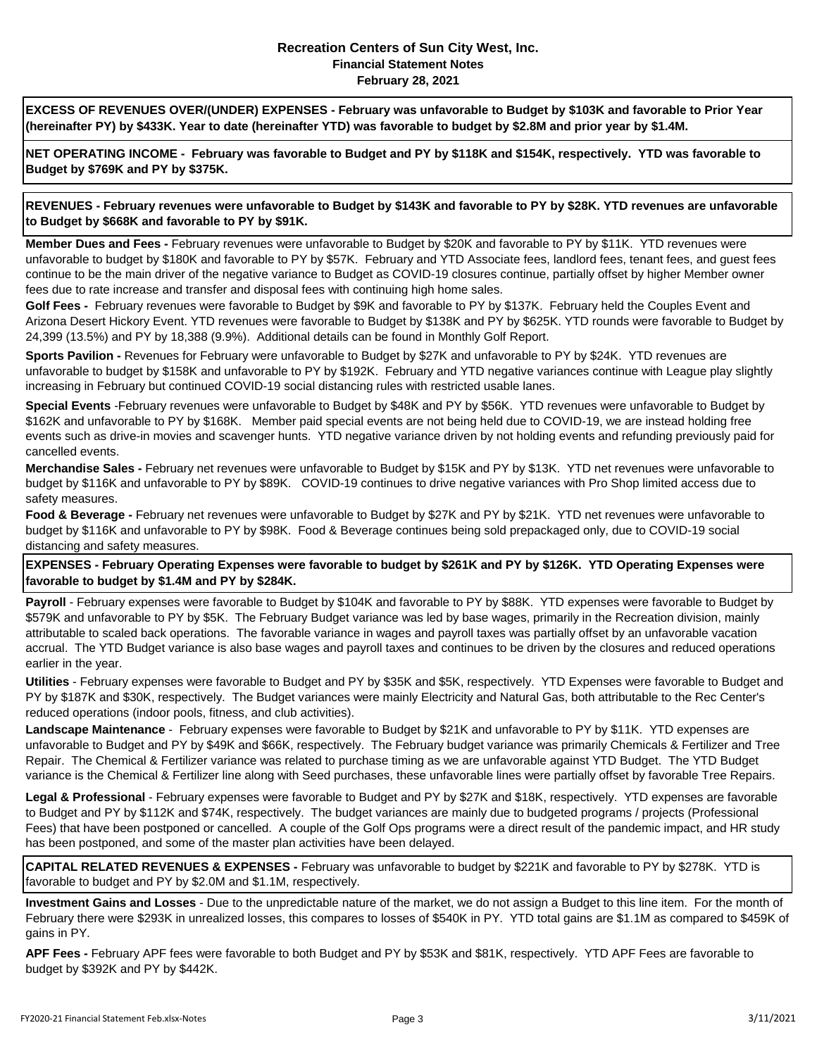# Recreation Centers of Sun City West, Inc.
## Financial Statement Notes
## February 28, 2021

**EXCESS OF REVENUES OVER/(UNDER) EXPENSES - February was unfavorable to Budget by $103K and favorable to Prior Year (hereinafter PY) by $433K. Year to date (hereinafter YTD) was favorable to budget by $2.8M and prior year by $1.4M.**

**NET OPERATING INCOME - February was favorable to Budget and PY by $118K and $154K, respectively. YTD was favorable to Budget by $769K and PY by $375K.**

**REVENUES - February revenues were unfavorable to Budget by $143K and favorable to PY by $28K. YTD revenues are unfavorable to Budget by $668K and favorable to PY by $91K.**

**Member Dues and Fees -** February revenues were unfavorable to Budget by $20K and favorable to PY by $11K. YTD revenues were unfavorable to budget by $180K and favorable to PY by $57K. February and YTD Associate fees, landlord fees, tenant fees, and guest fees continue to be the main driver of the negative variance to Budget as COVID-19 closures continue, partially offset by higher Member owner fees due to rate increase and transfer and disposal fees with continuing high home sales.

**Golf Fees -** February revenues were favorable to Budget by $9K and favorable to PY by $137K. February held the Couples Event and Arizona Desert Hickory Event. YTD revenues were favorable to Budget by $138K and PY by $625K. YTD rounds were favorable to Budget by 24,399 (13.5%) and PY by 18,388 (9.9%). Additional details can be found in Monthly Golf Report.

**Sports Pavilion -** Revenues for February were unfavorable to Budget by $27K and unfavorable to PY by $24K. YTD revenues are unfavorable to budget by $158K and unfavorable to PY by $192K. February and YTD negative variances continue with League play slightly increasing in February but continued COVID-19 social distancing rules with restricted usable lanes.

**Special Events** -February revenues were unfavorable to Budget by $48K and PY by $56K. YTD revenues were unfavorable to Budget by $162K and unfavorable to PY by $168K. Member paid special events are not being held due to COVID-19, we are instead holding free events such as drive-in movies and scavenger hunts. YTD negative variance driven by not holding events and refunding previously paid for cancelled events.

**Merchandise Sales -** February net revenues were unfavorable to Budget by $15K and PY by $13K. YTD net revenues were unfavorable to budget by $116K and unfavorable to PY by $89K. COVID-19 continues to drive negative variances with Pro Shop limited access due to safety measures.

**Food & Beverage -** February net revenues were unfavorable to Budget by $27K and PY by $21K. YTD net revenues were unfavorable to budget by $116K and unfavorable to PY by $98K. Food & Beverage continues being sold prepackaged only, due to COVID-19 social distancing and safety measures.

**EXPENSES - February Operating Expenses were favorable to budget by $261K and PY by $126K. YTD Operating Expenses were favorable to budget by $1.4M and PY by $284K.**

**Payroll** - February expenses were favorable to Budget by $104K and favorable to PY by $88K. YTD expenses were favorable to Budget by $579K and unfavorable to PY by $5K. The February Budget variance was led by base wages, primarily in the Recreation division, mainly attributable to scaled back operations. The favorable variance in wages and payroll taxes was partially offset by an unfavorable vacation accrual. The YTD Budget variance is also base wages and payroll taxes and continues to be driven by the closures and reduced operations earlier in the year.

**Utilities** - February expenses were favorable to Budget and PY by $35K and $5K, respectively. YTD Expenses were favorable to Budget and PY by $187K and $30K, respectively. The Budget variances were mainly Electricity and Natural Gas, both attributable to the Rec Center's reduced operations (indoor pools, fitness, and club activities).

**Landscape Maintenance** - February expenses were favorable to Budget by $21K and unfavorable to PY by $11K. YTD expenses are unfavorable to Budget and PY by $49K and $66K, respectively. The February budget variance was primarily Chemicals & Fertilizer and Tree Repair. The Chemical & Fertilizer variance was related to purchase timing as we are unfavorable against YTD Budget. The YTD Budget variance is the Chemical & Fertilizer line along with Seed purchases, these unfavorable lines were partially offset by favorable Tree Repairs.

**Legal & Professional** - February expenses were favorable to Budget and PY by $27K and $18K, respectively. YTD expenses are favorable to Budget and PY by $112K and $74K, respectively. The budget variances are mainly due to budgeted programs / projects (Professional Fees) that have been postponed or cancelled. A couple of the Golf Ops programs were a direct result of the pandemic impact, and HR study has been postponed, and some of the master plan activities have been delayed.

**CAPITAL RELATED REVENUES & EXPENSES -** February was unfavorable to budget by $221K and favorable to PY by $278K. YTD is favorable to budget and PY by $2.0M and $1.1M, respectively.

**Investment Gains and Losses** - Due to the unpredictable nature of the market, we do not assign a Budget to this line item. For the month of February there were $293K in unrealized losses, this compares to losses of $540K in PY. YTD total gains are $1.1M as compared to $459K of gains in PY.

**APF Fees -** February APF fees were favorable to both Budget and PY by $53K and $81K, respectively. YTD APF Fees are favorable to budget by $392K and PY by $442K.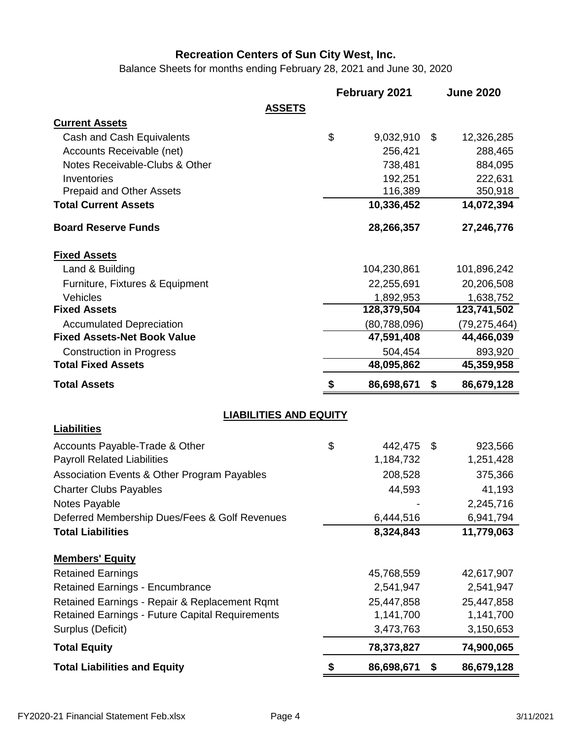# Recreation Centers of Sun City West, Inc.

Balance Sheets for months ending February 28, 2021 and June 30, 2020

| | February 2021 | June 2020 |
|---|---|---|
| **ASSETS** | | |
| **Current Assets** | | |
| Cash and Cash Equivalents | $ 9,032,910 | $ 12,326,285 |
| Accounts Receivable (net) | 256,421 | 288,465 |
| Notes Receivable-Clubs & Other | 738,481 | 884,095 |
| Inventories | 192,251 | 222,631 |
| Prepaid and Other Assets | 116,389 | 350,918 |
| **Total Current Assets** | **10,336,452** | **14,072,394** |
| **Board Reserve Funds** | **28,266,357** | **27,246,776** |
| **Fixed Assets** | | |
| Land & Building | 104,230,861 | 101,896,242 |
| Furniture, Fixtures & Equipment | 22,255,691 | 20,206,508 |
| Vehicles | 1,892,953 | 1,638,752 |
| **Fixed Assets** | **128,379,504** | **123,741,502** |
| Accumulated Depreciation | (80,788,096) | (79,275,464) |
| **Fixed Assets-Net Book Value** | **47,591,408** | **44,466,039** |
| Construction in Progress | 504,454 | 893,920 |
| **Total Fixed Assets** | **48,095,862** | **45,359,958** |
| **Total Assets** | **$ 86,698,671** | **$ 86,679,128** |
| **LIABILITIES AND EQUITY** | | |
| **Liabilities** | | |
| Accounts Payable-Trade & Other | $ 442,475 | $ 923,566 |
| Payroll Related Liabilities | 1,184,732 | 1,251,428 |
| Association Events & Other Program Payables | 208,528 | 375,366 |
| Charter Clubs Payables | 44,593 | 41,193 |
| Notes Payable | - | 2,245,716 |
| Deferred Membership Dues/Fees & Golf Revenues | 6,444,516 | 6,941,794 |
| **Total Liabilities** | **8,324,843** | **11,779,063** |
| **Members' Equity** | | |
| Retained Earnings | 45,768,559 | 42,617,907 |
| Retained Earnings - Encumbrance | 2,541,947 | 2,541,947 |
| Retained Earnings - Repair & Replacement Rqmt | 25,447,858 | 25,447,858 |
| Retained Earnings - Future Capital Requirements | 1,141,700 | 1,141,700 |
| Surplus (Deficit) | 3,473,763 | 3,150,653 |
| **Total Equity** | **78,373,827** | **74,900,065** |
| **Total Liabilities and Equity** | **$ 86,698,671** | **$ 86,679,128** |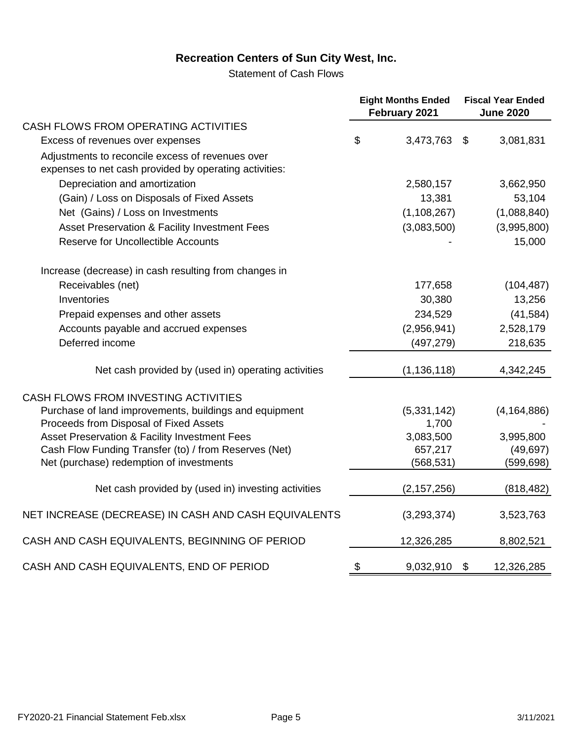# Recreation Centers of Sun City West, Inc.

Statement of Cash Flows

| | Eight Months Ended February 2021 | Fiscal Year Ended June 2020 |
|---|---|---|
| CASH FLOWS FROM OPERATING ACTIVITIES | | |
| Excess of revenues over expenses | $ 3,473,763 | $ 3,081,831 |
| Adjustments to reconcile excess of revenues over expenses to net cash provided by operating activities: | | |
| Depreciation and amortization | 2,580,157 | 3,662,950 |
| (Gain) / Loss on Disposals of Fixed Assets | 13,381 | 53,104 |
| Net (Gains) / Loss on Investments | (1,108,267) | (1,088,840) |
| Asset Preservation & Facility Investment Fees | (3,083,500) | (3,995,800) |
| Reserve for Uncollectible Accounts | - | 15,000 |
| Increase (decrease) in cash resulting from changes in | | |
| Receivables (net) | 177,658 | (104,487) |
| Inventories | 30,380 | 13,256 |
| Prepaid expenses and other assets | 234,529 | (41,584) |
| Accounts payable and accrued expenses | (2,956,941) | 2,528,179 |
| Deferred income | (497,279) | 218,635 |
| Net cash provided by (used in) operating activities | (1,136,118) | 4,342,245 |
| CASH FLOWS FROM INVESTING ACTIVITIES | | |
| Purchase of land improvements, buildings and equipment | (5,331,142) | (4,164,886) |
| Proceeds from Disposal of Fixed Assets | 1,700 | - |
| Asset Preservation & Facility Investment Fees | 3,083,500 | 3,995,800 |
| Cash Flow Funding Transfer (to) / from Reserves (Net) | 657,217 | (49,697) |
| Net (purchase) redemption of investments | (568,531) | (599,698) |
| Net cash provided by (used in) investing activities | (2,157,256) | (818,482) |
| NET INCREASE (DECREASE) IN CASH AND CASH EQUIVALENTS | (3,293,374) | 3,523,763 |
| CASH AND CASH EQUIVALENTS, BEGINNING OF PERIOD | 12,326,285 | 8,802,521 |
| CASH AND CASH EQUIVALENTS, END OF PERIOD | $ 9,032,910 | $ 12,326,285 |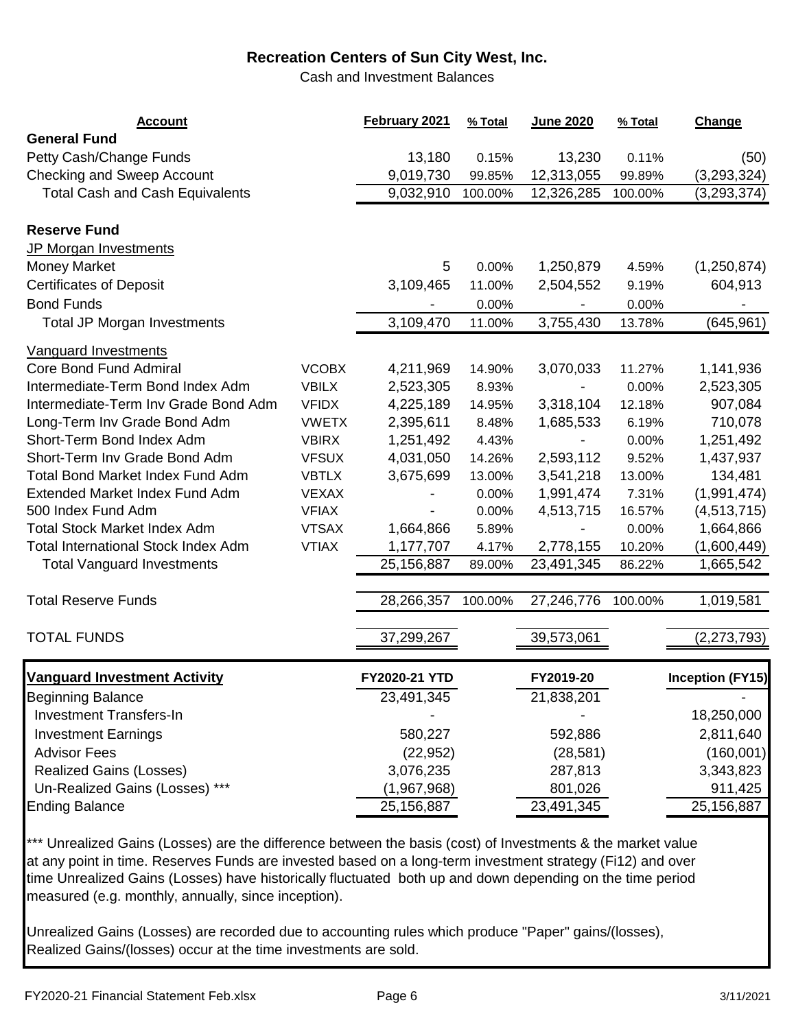# Recreation Centers of Sun City West, Inc.

Cash and Investment Balances

| Account | | February 2021 | % Total | June 2020 | % Total | Change |
|---|---|---|---|---|---|---|
| **General Fund** | | | | | | |
| Petty Cash/Change Funds | | 13,180 | 0.15% | 13,230 | 0.11% | (50) |
| Checking and Sweep Account | | 9,019,730 | 99.85% | 12,313,055 | 99.89% | (3,293,324) |
| Total Cash and Cash Equivalents | | 9,032,910 | 100.00% | 12,326,285 | 100.00% | (3,293,374) |
| **Reserve Fund** | | | | | | |
| JP Morgan Investments | | | | | | |
| Money Market | | 5 | 0.00% | 1,250,879 | 4.59% | (1,250,874) |
| Certificates of Deposit | | 3,109,465 | 11.00% | 2,504,552 | 9.19% | 604,913 |
| Bond Funds | | - | 0.00% | - | 0.00% | - |
| Total JP Morgan Investments | | 3,109,470 | 11.00% | 3,755,430 | 13.78% | (645,961) |
| Vanguard Investments | | | | | | |
| Core Bond Fund Admiral | VCOBX | 4,211,969 | 14.90% | 3,070,033 | 11.27% | 1,141,936 |
| Intermediate-Term Bond Index Adm | VBILX | 2,523,305 | 8.93% | - | 0.00% | 2,523,305 |
| Intermediate-Term Inv Grade Bond Adm | VFIDX | 4,225,189 | 14.95% | 3,318,104 | 12.18% | 907,084 |
| Long-Term Inv Grade Bond Adm | VWETX | 2,395,611 | 8.48% | 1,685,533 | 6.19% | 710,078 |
| Short-Term Bond Index Adm | VBIRX | 1,251,492 | 4.43% | - | 0.00% | 1,251,492 |
| Short-Term Inv Grade Bond Adm | VFSUX | 4,031,050 | 14.26% | 2,593,112 | 9.52% | 1,437,937 |
| Total Bond Market Index Fund Adm | VBTLX | 3,675,699 | 13.00% | 3,541,218 | 13.00% | 134,481 |
| Extended Market Index Fund Adm | VEXAX | - | 0.00% | 1,991,474 | 7.31% | (1,991,474) |
| 500 Index Fund Adm | VFIAX | - | 0.00% | 4,513,715 | 16.57% | (4,513,715) |
| Total Stock Market Index Adm | VTSAX | 1,664,866 | 5.89% | - | 0.00% | 1,664,866 |
| Total International Stock Index Adm | VTIAX | 1,177,707 | 4.17% | 2,778,155 | 10.20% | (1,600,449) |
| Total Vanguard Investments | | 25,156,887 | 89.00% | 23,491,345 | 86.22% | 1,665,542 |
| Total Reserve Funds | | 28,266,357 | 100.00% | 27,246,776 | 100.00% | 1,019,581 |
| TOTAL FUNDS | | 37,299,267 | | 39,573,061 | | (2,273,793) |

| Vanguard Investment Activity | FY2020-21 YTD | FY2019-20 | Inception (FY15) |
|---|---|---|---|
| Beginning Balance | 23,491,345 | 21,838,201 | - |
| Investment Transfers-In | - | - | 18,250,000 |
| Investment Earnings | 580,227 | 592,886 | 2,811,640 |
| Advisor Fees | (22,952) | (28,581) | (160,001) |
| Realized Gains (Losses) | 3,076,235 | 287,813 | 3,343,823 |
| Un-Realized Gains (Losses) *** | (1,967,968) | 801,026 | 911,425 |
| Ending Balance | 25,156,887 | 23,491,345 | 25,156,887 |

*** Unrealized Gains (Losses) are the difference between the basis (cost) of Investments & the market value at any point in time. Reserves Funds are invested based on a long-term investment strategy (Fi12) and over time Unrealized Gains (Losses) have historically fluctuated both up and down depending on the time period measured (e.g. monthly, annually, since inception).

Unrealized Gains (Losses) are recorded due to accounting rules which produce "Paper" gains/(losses), Realized Gains/(losses) occur at the time investments are sold.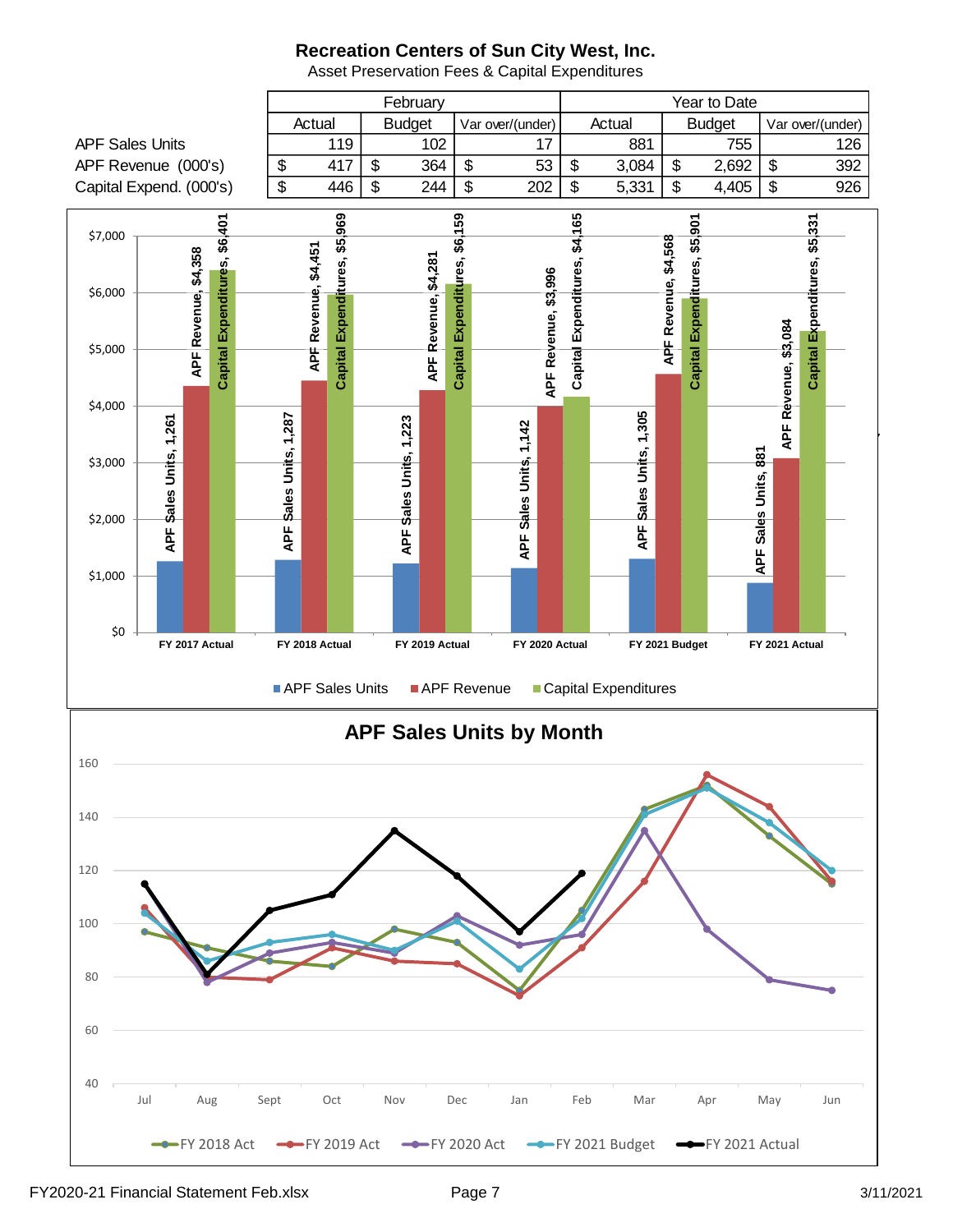# Recreation Centers of Sun City West, Inc.

Asset Preservation Fees & Capital Expenditures

| | February | | | Year to Date | | |
|---|---|---|---|---|---|---|
| | Actual | Budget | Var over/(under) | Actual | Budget | Var over/(under) |
| APF Sales Units | 119 | 102 | 17 | 881 | 755 | 126 |
| APF Revenue (000's) | $ 417 | $ 364 | $ 53 | $ 3,084 | $ 2,692 | $ 392 |
| Capital Expend. (000's) | $ 446 | $ 244 | $ 202 | $ 5,331 | $ 4,405 | $ 926 |

| | APF Sales Units | APF Revenue | Capital Expenditures |
|---|---|---|---|
| FY 2017 Actual | 1,261 | $4,358 | $6,401 |
| FY 2018 Actual | 1,287 | $4,451 | $5,969 |
| FY 2019 Actual | 1,223 | $4,281 | $6,159 |
| FY 2020 Actual | 1,142 | $3,996 | $4,165 |
| FY 2021 Budget | 1,305 | $4,568 | $5,901 |
| FY 2021 Actual | 881 | $3,084 | $5,331 |

## APF Sales Units by Month

Series: FY 2018 Act, FY 2019 Act, FY 2020 Act, FY 2021 Budget, FY 2021 Actual (Jul–Jun)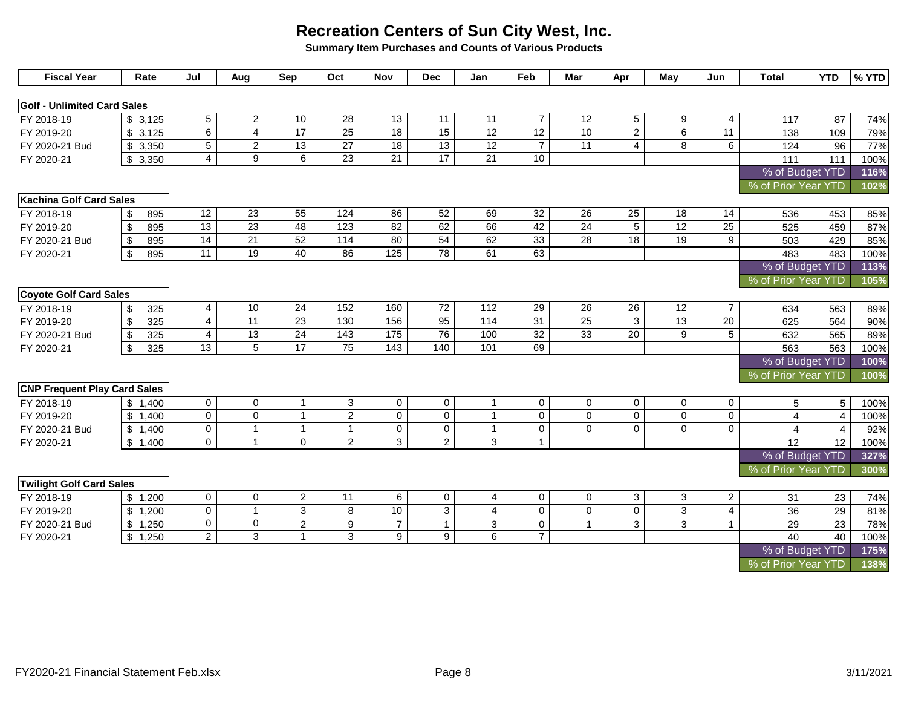# Recreation Centers of Sun City West, Inc.

**Summary Item Purchases and Counts of Various Products**

| Fiscal Year | Rate | Jul | Aug | Sep | Oct | Nov | Dec | Jan | Feb | Mar | Apr | May | Jun | Total | YTD | % YTD |
|---|---|---|---|---|---|---|---|---|---|---|---|---|---|---|---|---|
| **Golf - Unlimited Card Sales** | | | | | | | | | | | | | | | | |
| FY 2018-19 | $ 3,125 | 5 | 2 | 10 | 28 | 13 | 11 | 11 | 7 | 12 | 5 | 9 | 4 | 117 | 87 | 74% |
| FY 2019-20 | $ 3,125 | 6 | 4 | 17 | 25 | 18 | 15 | 12 | 12 | 10 | 2 | 6 | 11 | 138 | 109 | 79% |
| FY 2020-21 Bud | $ 3,350 | 5 | 2 | 13 | 27 | 18 | 13 | 12 | 7 | 11 | 4 | 8 | 6 | 124 | 96 | 77% |
| FY 2020-21 | $ 3,350 | 4 | 9 | 6 | 23 | 21 | 17 | 21 | 10 | | | | | 111 | 111 | 100% |
| | | | | | | | | | | | | | | % of Budget YTD | | 116% |
| | | | | | | | | | | | | | | % of Prior Year YTD | | 102% |
| **Kachina Golf Card Sales** | | | | | | | | | | | | | | | | |
| FY 2018-19 | $ 895 | 12 | 23 | 55 | 124 | 86 | 52 | 69 | 32 | 26 | 25 | 18 | 14 | 536 | 453 | 85% |
| FY 2019-20 | $ 895 | 13 | 23 | 48 | 123 | 82 | 62 | 66 | 42 | 24 | 5 | 12 | 25 | 525 | 459 | 87% |
| FY 2020-21 Bud | $ 895 | 14 | 21 | 52 | 114 | 80 | 54 | 62 | 33 | 28 | 18 | 19 | 9 | 503 | 429 | 85% |
| FY 2020-21 | $ 895 | 11 | 19 | 40 | 86 | 125 | 78 | 61 | 63 | | | | | 483 | 483 | 100% |
| | | | | | | | | | | | | | | % of Budget YTD | | 113% |
| | | | | | | | | | | | | | | % of Prior Year YTD | | 105% |
| **Coyote Golf Card Sales** | | | | | | | | | | | | | | | | |
| FY 2018-19 | $ 325 | 4 | 10 | 24 | 152 | 160 | 72 | 112 | 29 | 26 | 26 | 12 | 7 | 634 | 563 | 89% |
| FY 2019-20 | $ 325 | 4 | 11 | 23 | 130 | 156 | 95 | 114 | 31 | 25 | 3 | 13 | 20 | 625 | 564 | 90% |
| FY 2020-21 Bud | $ 325 | 4 | 13 | 24 | 143 | 175 | 76 | 100 | 32 | 33 | 20 | 9 | 5 | 632 | 565 | 89% |
| FY 2020-21 | $ 325 | 13 | 5 | 17 | 75 | 143 | 140 | 101 | 69 | | | | | 563 | 563 | 100% |
| | | | | | | | | | | | | | | % of Budget YTD | | 100% |
| | | | | | | | | | | | | | | % of Prior Year YTD | | 100% |
| **CNP Frequent Play Card Sales** | | | | | | | | | | | | | | | | |
| FY 2018-19 | $ 1,400 | 0 | 0 | 1 | 3 | 0 | 0 | 1 | 0 | 0 | 0 | 0 | 0 | 5 | 5 | 100% |
| FY 2019-20 | $ 1,400 | 0 | 0 | 1 | 2 | 0 | 0 | 1 | 0 | 0 | 0 | 0 | 0 | 4 | 4 | 100% |
| FY 2020-21 Bud | $ 1,400 | 0 | 1 | 1 | 1 | 0 | 0 | 1 | 0 | 0 | 0 | 0 | 0 | 4 | 4 | 92% |
| FY 2020-21 | $ 1,400 | 0 | 1 | 0 | 2 | 3 | 2 | 3 | 1 | | | | | 12 | 12 | 100% |
| | | | | | | | | | | | | | | % of Budget YTD | | 327% |
| | | | | | | | | | | | | | | % of Prior Year YTD | | 300% |
| **Twilight Golf Card Sales** | | | | | | | | | | | | | | | | |
| FY 2018-19 | $ 1,200 | 0 | 0 | 2 | 11 | 6 | 0 | 4 | 0 | 0 | 3 | 3 | 2 | 31 | 23 | 74% |
| FY 2019-20 | $ 1,200 | 0 | 1 | 3 | 8 | 10 | 3 | 4 | 0 | 0 | 0 | 3 | 4 | 36 | 29 | 81% |
| FY 2020-21 Bud | $ 1,250 | 0 | 0 | 2 | 9 | 7 | 1 | 3 | 0 | 1 | 3 | 3 | 1 | 29 | 23 | 78% |
| FY 2020-21 | $ 1,250 | 2 | 3 | 1 | 3 | 9 | 9 | 6 | 7 | | | | | 40 | 40 | 100% |
| | | | | | | | | | | | | | | % of Budget YTD | | 175% |
| | | | | | | | | | | | | | | % of Prior Year YTD | | 138% |

FY2020-21 Financial Statement Feb.xlsx

3/11/2021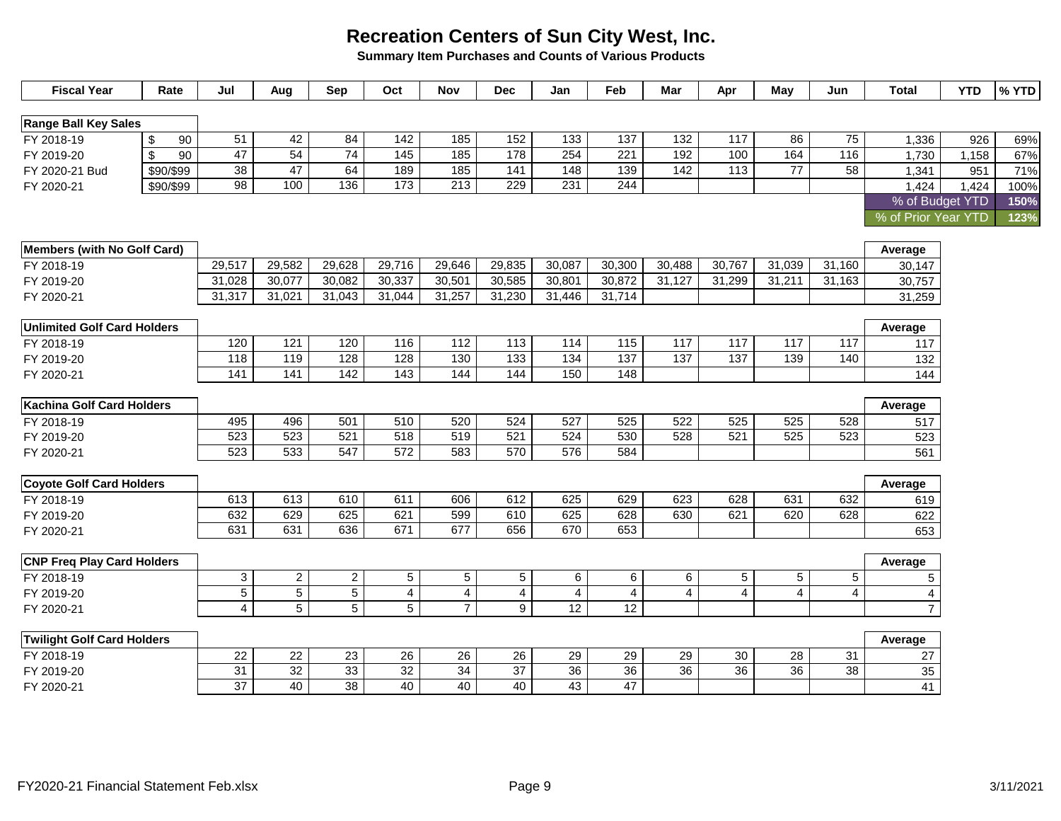# Recreation Centers of Sun City West, Inc.

**Summary Item Purchases and Counts of Various Products**

| Fiscal Year | Rate | Jul | Aug | Sep | Oct | Nov | Dec | Jan | Feb | Mar | Apr | May | Jun | Total | YTD | % YTD |
|---|---|---|---|---|---|---|---|---|---|---|---|---|---|---|---|---|
| **Range Ball Key Sales** | | | | | | | | | | | | | | | | |
| FY 2018-19 | $ 90 | 51 | 42 | 84 | 142 | 185 | 152 | 133 | 137 | 132 | 117 | 86 | 75 | 1,336 | 926 | 69% |
| FY 2019-20 | $ 90 | 47 | 54 | 74 | 145 | 185 | 178 | 254 | 221 | 192 | 100 | 164 | 116 | 1,730 | 1,158 | 67% |
| FY 2020-21 Bud | $90/$99 | 38 | 47 | 64 | 189 | 185 | 141 | 148 | 139 | 142 | 113 | 77 | 58 | 1,341 | 951 | 71% |
| FY 2020-21 | $90/$99 | 98 | 100 | 136 | 173 | 213 | 229 | 231 | 244 | | | | | 1,424 | 1,424 | 100% |
| | | | | | | | | | | | | | | % of Budget YTD | | **150%** |
| | | | | | | | | | | | | | | % of Prior Year YTD | | **123%** |

| Members (with No Golf Card) | Jul | Aug | Sep | Oct | Nov | Dec | Jan | Feb | Mar | Apr | May | Jun | Average |
|---|---|---|---|---|---|---|---|---|---|---|---|---|---|
| FY 2018-19 | 29,517 | 29,582 | 29,628 | 29,716 | 29,646 | 29,835 | 30,087 | 30,300 | 30,488 | 30,767 | 31,039 | 31,160 | 30,147 |
| FY 2019-20 | 31,028 | 30,077 | 30,082 | 30,337 | 30,501 | 30,585 | 30,801 | 30,872 | 31,127 | 31,299 | 31,211 | 31,163 | 30,757 |
| FY 2020-21 | 31,317 | 31,021 | 31,043 | 31,044 | 31,257 | 31,230 | 31,446 | 31,714 | | | | | 31,259 |

| Unlimited Golf Card Holders | Jul | Aug | Sep | Oct | Nov | Dec | Jan | Feb | Mar | Apr | May | Jun | Average |
|---|---|---|---|---|---|---|---|---|---|---|---|---|---|
| FY 2018-19 | 120 | 121 | 120 | 116 | 112 | 113 | 114 | 115 | 117 | 117 | 117 | 117 | 117 |
| FY 2019-20 | 118 | 119 | 128 | 128 | 130 | 133 | 134 | 137 | 137 | 137 | 139 | 140 | 132 |
| FY 2020-21 | 141 | 141 | 142 | 143 | 144 | 144 | 150 | 148 | | | | | 144 |

| Kachina Golf Card Holders | Jul | Aug | Sep | Oct | Nov | Dec | Jan | Feb | Mar | Apr | May | Jun | Average |
|---|---|---|---|---|---|---|---|---|---|---|---|---|---|
| FY 2018-19 | 495 | 496 | 501 | 510 | 520 | 524 | 527 | 525 | 522 | 525 | 525 | 528 | 517 |
| FY 2019-20 | 523 | 523 | 521 | 518 | 519 | 521 | 524 | 530 | 528 | 521 | 525 | 523 | 523 |
| FY 2020-21 | 523 | 533 | 547 | 572 | 583 | 570 | 576 | 584 | | | | | 561 |

| Coyote Golf Card Holders | Jul | Aug | Sep | Oct | Nov | Dec | Jan | Feb | Mar | Apr | May | Jun | Average |
|---|---|---|---|---|---|---|---|---|---|---|---|---|---|
| FY 2018-19 | 613 | 613 | 610 | 611 | 606 | 612 | 625 | 629 | 623 | 628 | 631 | 632 | 619 |
| FY 2019-20 | 632 | 629 | 625 | 621 | 599 | 610 | 625 | 628 | 630 | 621 | 620 | 628 | 622 |
| FY 2020-21 | 631 | 631 | 636 | 671 | 677 | 656 | 670 | 653 | | | | | 653 |

| CNP Freq Play Card Holders | Jul | Aug | Sep | Oct | Nov | Dec | Jan | Feb | Mar | Apr | May | Jun | Average |
|---|---|---|---|---|---|---|---|---|---|---|---|---|---|
| FY 2018-19 | 3 | 2 | 2 | 5 | 5 | 5 | 6 | 6 | 6 | 5 | 5 | 5 | 5 |
| FY 2019-20 | 5 | 5 | 5 | 4 | 4 | 4 | 4 | 4 | 4 | 4 | 4 | 4 | 4 |
| FY 2020-21 | 4 | 5 | 5 | 5 | 7 | 9 | 12 | 12 | | | | | 7 |

| Twilight Golf Card Holders | Jul | Aug | Sep | Oct | Nov | Dec | Jan | Feb | Mar | Apr | May | Jun | Average |
|---|---|---|---|---|---|---|---|---|---|---|---|---|---|
| FY 2018-19 | 22 | 22 | 23 | 26 | 26 | 26 | 29 | 29 | 29 | 30 | 28 | 31 | 27 |
| FY 2019-20 | 31 | 32 | 33 | 32 | 34 | 37 | 36 | 36 | 36 | 36 | 36 | 38 | 35 |
| FY 2020-21 | 37 | 40 | 38 | 40 | 40 | 40 | 43 | 47 | | | | | 41 |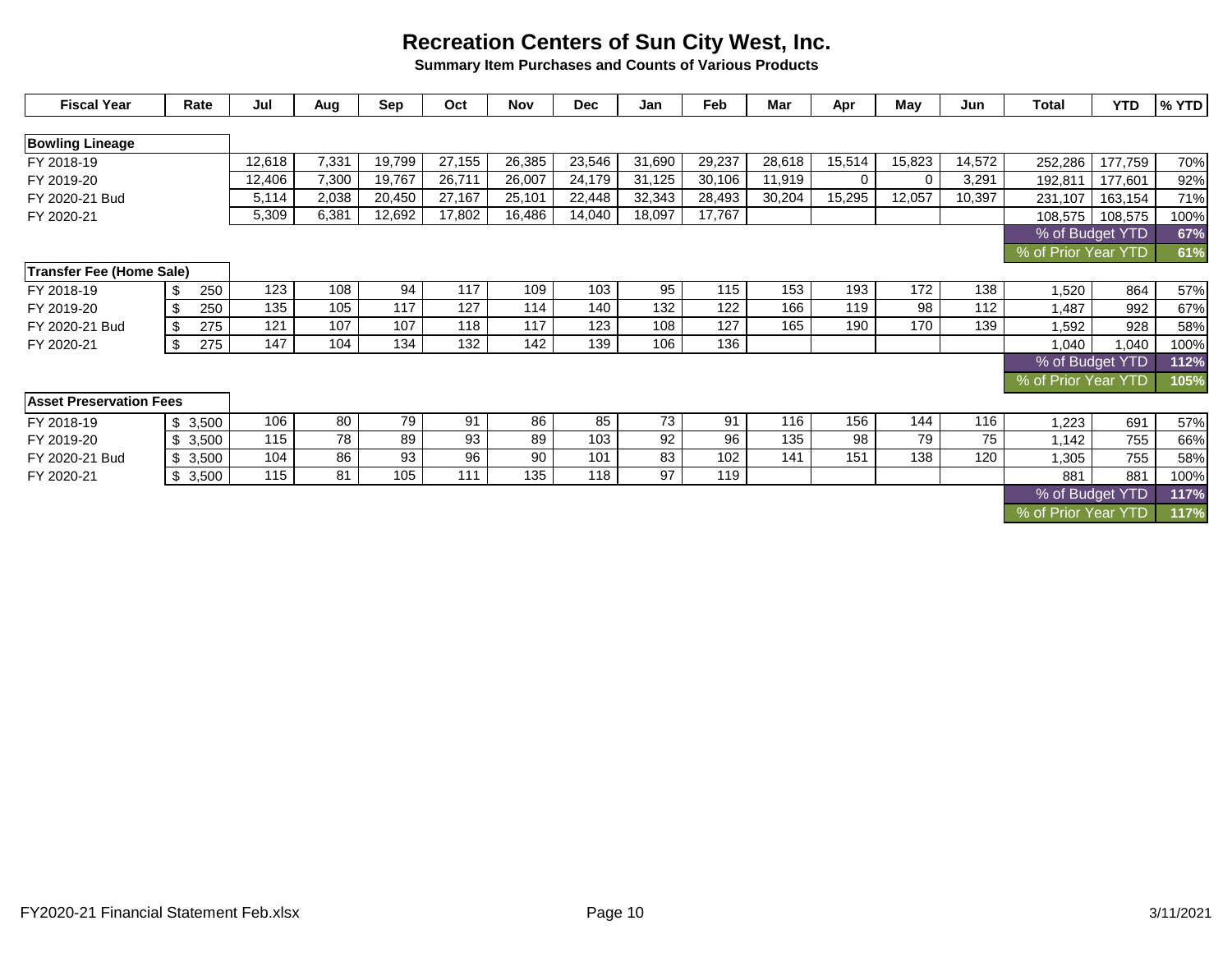# Recreation Centers of Sun City West, Inc.

**Summary Item Purchases and Counts of Various Products**

| Fiscal Year | Rate | Jul | Aug | Sep | Oct | Nov | Dec | Jan | Feb | Mar | Apr | May | Jun | Total | YTD | % YTD |
|---|---|---|---|---|---|---|---|---|---|---|---|---|---|---|---|---|
| **Bowling Lineage** | | | | | | | | | | | | | | | | |
| FY 2018-19 | | 12,618 | 7,331 | 19,799 | 27,155 | 26,385 | 23,546 | 31,690 | 29,237 | 28,618 | 15,514 | 15,823 | 14,572 | 252,286 | 177,759 | 70% |
| FY 2019-20 | | 12,406 | 7,300 | 19,767 | 26,711 | 26,007 | 24,179 | 31,125 | 30,106 | 11,919 | 0 | 0 | 3,291 | 192,811 | 177,601 | 92% |
| FY 2020-21 Bud | | 5,114 | 2,038 | 20,450 | 27,167 | 25,101 | 22,448 | 32,343 | 28,493 | 30,204 | 15,295 | 12,057 | 10,397 | 231,107 | 163,154 | 71% |
| FY 2020-21 | | 5,309 | 6,381 | 12,692 | 17,802 | 16,486 | 14,040 | 18,097 | 17,767 | | | | | 108,575 | 108,575 | 100% |
| | | | | | | | | | | | | | | % of Budget YTD | | 67% |
| | | | | | | | | | | | | | | % of Prior Year YTD | | 61% |
| **Transfer Fee (Home Sale)** | | | | | | | | | | | | | | | | |
| FY 2018-19 | $ 250 | 123 | 108 | 94 | 117 | 109 | 103 | 95 | 115 | 153 | 193 | 172 | 138 | 1,520 | 864 | 57% |
| FY 2019-20 | $ 250 | 135 | 105 | 117 | 127 | 114 | 140 | 132 | 122 | 166 | 119 | 98 | 112 | 1,487 | 992 | 67% |
| FY 2020-21 Bud | $ 275 | 121 | 107 | 107 | 118 | 117 | 123 | 108 | 127 | 165 | 190 | 170 | 139 | 1,592 | 928 | 58% |
| FY 2020-21 | $ 275 | 147 | 104 | 134 | 132 | 142 | 139 | 106 | 136 | | | | | 1,040 | 1,040 | 100% |
| | | | | | | | | | | | | | | % of Budget YTD | | 112% |
| | | | | | | | | | | | | | | % of Prior Year YTD | | 105% |
| **Asset Preservation Fees** | | | | | | | | | | | | | | | | |
| FY 2018-19 | $ 3,500 | 106 | 80 | 79 | 91 | 86 | 85 | 73 | 91 | 116 | 156 | 144 | 116 | 1,223 | 691 | 57% |
| FY 2019-20 | $ 3,500 | 115 | 78 | 89 | 93 | 89 | 103 | 92 | 96 | 135 | 98 | 79 | 75 | 1,142 | 755 | 66% |
| FY 2020-21 Bud | $ 3,500 | 104 | 86 | 93 | 96 | 90 | 101 | 83 | 102 | 141 | 151 | 138 | 120 | 1,305 | 755 | 58% |
| FY 2020-21 | $ 3,500 | 115 | 81 | 105 | 111 | 135 | 118 | 97 | 119 | | | | | 881 | 881 | 100% |
| | | | | | | | | | | | | | | % of Budget YTD | | 117% |
| | | | | | | | | | | | | | | % of Prior Year YTD | | 117% |

FY2020-21 Financial Statement Feb.xlsx 3/11/2021